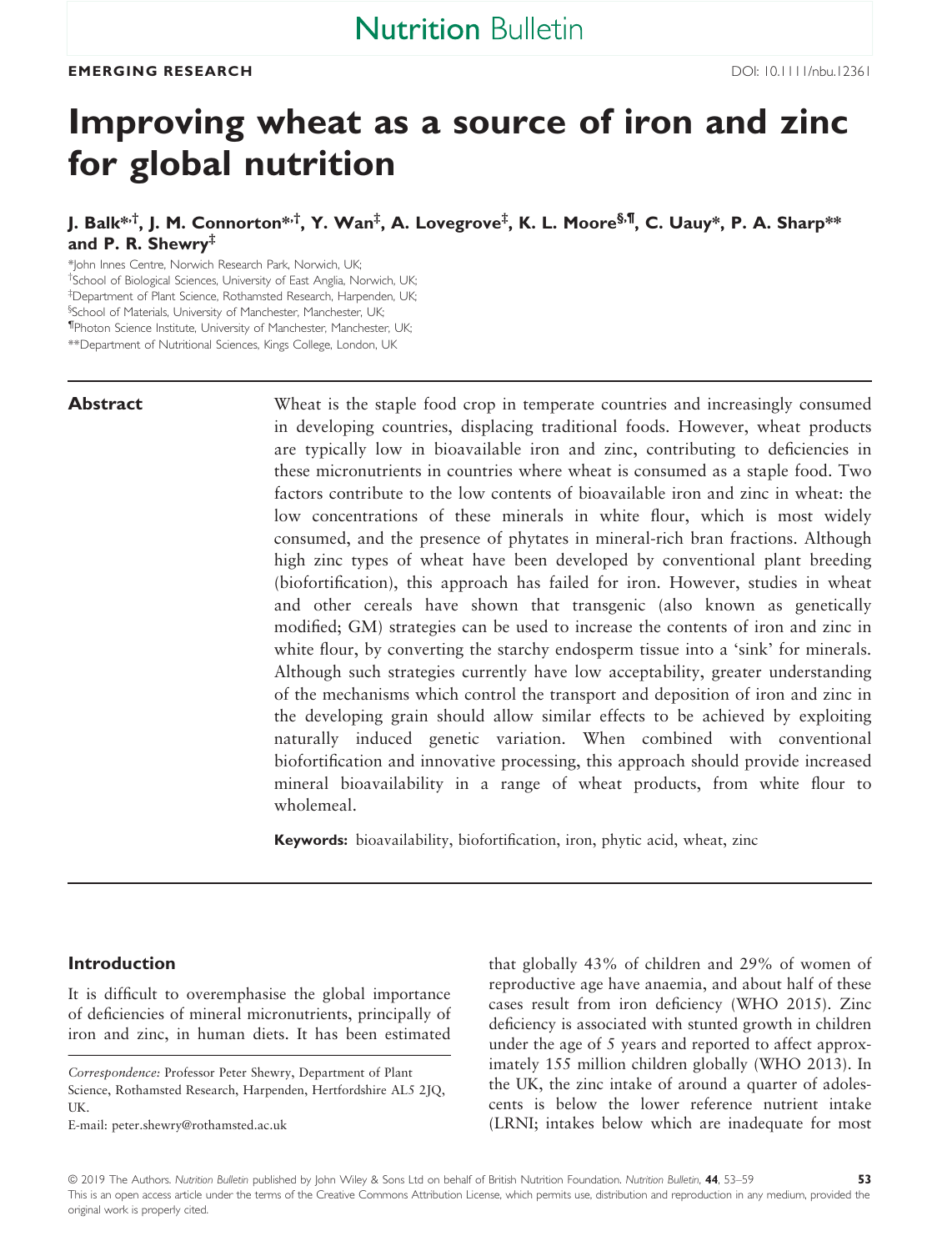**EMERGING RESEARCH**

DOI: 10.1111/nbu.12361

# Improving wheat as a source of iron and zinc for global nutrition

**J. Balk*,†, J. M. Connorton*,†, Y. Wan‡, A. Lovegrove‡, K. L. Moore§,¶, C. Uauy*, P. A. Sharp** and P. R. Shewry‡**

*John Innes Centre, Norwich Research Park, Norwich, UK;
†School of Biological Sciences, University of East Anglia, Norwich, UK;
‡Department of Plant Science, Rothamsted Research, Harpenden, UK;
§School of Materials, University of Manchester, Manchester, UK;
¶Photon Science Institute, University of Manchester, Manchester, UK;
**Department of Nutritional Sciences, Kings College, London, UK

## Abstract

Wheat is the staple food crop in temperate countries and increasingly consumed in developing countries, displacing traditional foods. However, wheat products are typically low in bioavailable iron and zinc, contributing to deficiencies in these micronutrients in countries where wheat is consumed as a staple food. Two factors contribute to the low contents of bioavailable iron and zinc in wheat: the low concentrations of these minerals in white flour, which is most widely consumed, and the presence of phytates in mineral-rich bran fractions. Although high zinc types of wheat have been developed by conventional plant breeding (biofortification), this approach has failed for iron. However, studies in wheat and other cereals have shown that transgenic (also known as genetically modified; GM) strategies can be used to increase the contents of iron and zinc in white flour, by converting the starchy endosperm tissue into a 'sink' for minerals. Although such strategies currently have low acceptability, greater understanding of the mechanisms which control the transport and deposition of iron and zinc in the developing grain should allow similar effects to be achieved by exploiting naturally induced genetic variation. When combined with conventional biofortification and innovative processing, this approach should provide increased mineral bioavailability in a range of wheat products, from white flour to wholemeal.

**Keywords:** bioavailability, biofortification, iron, phytic acid, wheat, zinc

## Introduction

It is difficult to overemphasise the global importance of deficiencies of mineral micronutrients, principally of iron and zinc, in human diets. It has been estimated that globally 43% of children and 29% of women of reproductive age have anaemia, and about half of these cases result from iron deficiency (WHO 2015). Zinc deficiency is associated with stunted growth in children under the age of 5 years and reported to affect approximately 155 million children globally (WHO 2013). In the UK, the zinc intake of around a quarter of adolescents is below the lower reference nutrient intake (LRNI; intakes below which are inadequate for most

*Correspondence:* Professor Peter Shewry, Department of Plant Science, Rothamsted Research, Harpenden, Hertfordshire AL5 2JQ, UK.
E-mail: peter.shewry@rothamsted.ac.uk

© 2019 The Authors. *Nutrition Bulletin* published by John Wiley & Sons Ltd on behalf of British Nutrition Foundation.
This is an open access article under the terms of the Creative Commons Attribution License, which permits use, distribution and reproduction in any medium, provided the original work is properly cited.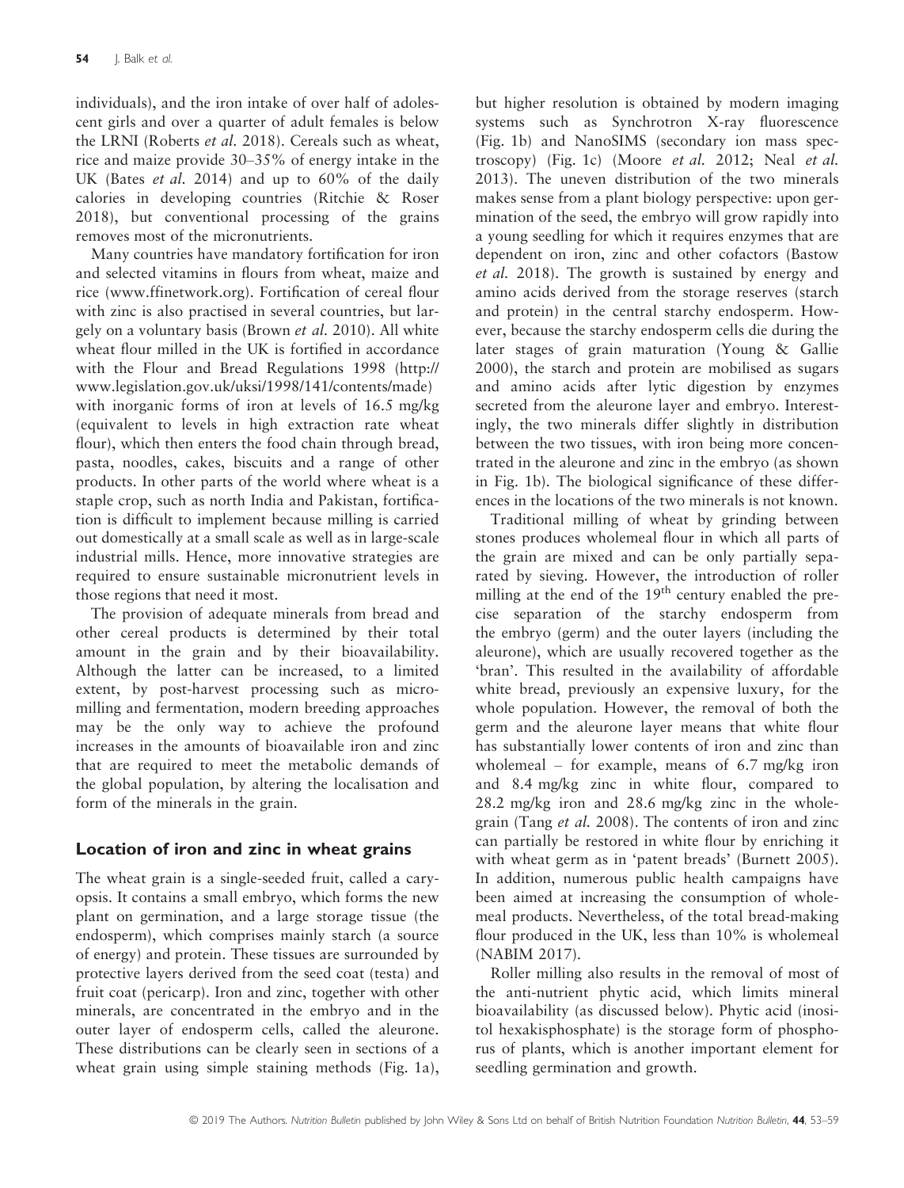individuals), and the iron intake of over half of adolescent girls and over a quarter of adult females is below the LRNI (Roberts *et al.* 2018). Cereals such as wheat, rice and maize provide 30–35% of energy intake in the UK (Bates *et al.* 2014) and up to 60% of the daily calories in developing countries (Ritchie & Roser 2018), but conventional processing of the grains removes most of the micronutrients.

Many countries have mandatory fortification for iron and selected vitamins in flours from wheat, maize and rice (www.ffinetwork.org). Fortification of cereal flour with zinc is also practised in several countries, but largely on a voluntary basis (Brown *et al.* 2010). All white wheat flour milled in the UK is fortified in accordance with the Flour and Bread Regulations 1998 (http://www.legislation.gov.uk/uksi/1998/141/contents/made) with inorganic forms of iron at levels of 16.5 mg/kg (equivalent to levels in high extraction rate wheat flour), which then enters the food chain through bread, pasta, noodles, cakes, biscuits and a range of other products. In other parts of the world where wheat is a staple crop, such as north India and Pakistan, fortification is difficult to implement because milling is carried out domestically at a small scale as well as in large-scale industrial mills. Hence, more innovative strategies are required to ensure sustainable micronutrient levels in those regions that need it most.

The provision of adequate minerals from bread and other cereal products is determined by their total amount in the grain and by their bioavailability. Although the latter can be increased, to a limited extent, by post-harvest processing such as micromilling and fermentation, modern breeding approaches may be the only way to achieve the profound increases in the amounts of bioavailable iron and zinc that are required to meet the metabolic demands of the global population, by altering the localisation and form of the minerals in the grain.

## Location of iron and zinc in wheat grains

The wheat grain is a single-seeded fruit, called a caryopsis. It contains a small embryo, which forms the new plant on germination, and a large storage tissue (the endosperm), which comprises mainly starch (a source of energy) and protein. These tissues are surrounded by protective layers derived from the seed coat (testa) and fruit coat (pericarp). Iron and zinc, together with other minerals, are concentrated in the embryo and in the outer layer of endosperm cells, called the aleurone. These distributions can be clearly seen in sections of a wheat grain using simple staining methods (Fig. 1a), but higher resolution is obtained by modern imaging systems such as Synchrotron X-ray fluorescence (Fig. 1b) and NanoSIMS (secondary ion mass spectroscopy) (Fig. 1c) (Moore *et al.* 2012; Neal *et al.* 2013). The uneven distribution of the two minerals makes sense from a plant biology perspective: upon germination of the seed, the embryo will grow rapidly into a young seedling for which it requires enzymes that are dependent on iron, zinc and other cofactors (Bastow *et al.* 2018). The growth is sustained by energy and amino acids derived from the storage reserves (starch and protein) in the central starchy endosperm. However, because the starchy endosperm cells die during the later stages of grain maturation (Young & Gallie 2000), the starch and protein are mobilised as sugars and amino acids after lytic digestion by enzymes secreted from the aleurone layer and embryo. Interestingly, the two minerals differ slightly in distribution between the two tissues, with iron being more concentrated in the aleurone and zinc in the embryo (as shown in Fig. 1b). The biological significance of these differences in the locations of the two minerals is not known.

Traditional milling of wheat by grinding between stones produces wholemeal flour in which all parts of the grain are mixed and can be only partially separated by sieving. However, the introduction of roller milling at the end of the 19th century enabled the precise separation of the starchy endosperm from the embryo (germ) and the outer layers (including the aleurone), which are usually recovered together as the 'bran'. This resulted in the availability of affordable white bread, previously an expensive luxury, for the whole population. However, the removal of both the germ and the aleurone layer means that white flour has substantially lower contents of iron and zinc than wholemeal – for example, means of 6.7 mg/kg iron and 8.4 mg/kg zinc in white flour, compared to 28.2 mg/kg iron and 28.6 mg/kg zinc in the wholegrain (Tang *et al.* 2008). The contents of iron and zinc can partially be restored in white flour by enriching it with wheat germ as in 'patent breads' (Burnett 2005). In addition, numerous public health campaigns have been aimed at increasing the consumption of wholemeal products. Nevertheless, of the total bread-making flour produced in the UK, less than 10% is wholemeal (NABIM 2017).

Roller milling also results in the removal of most of the anti-nutrient phytic acid, which limits mineral bioavailability (as discussed below). Phytic acid (inositol hexakisphosphate) is the storage form of phosphorus of plants, which is another important element for seedling germination and growth.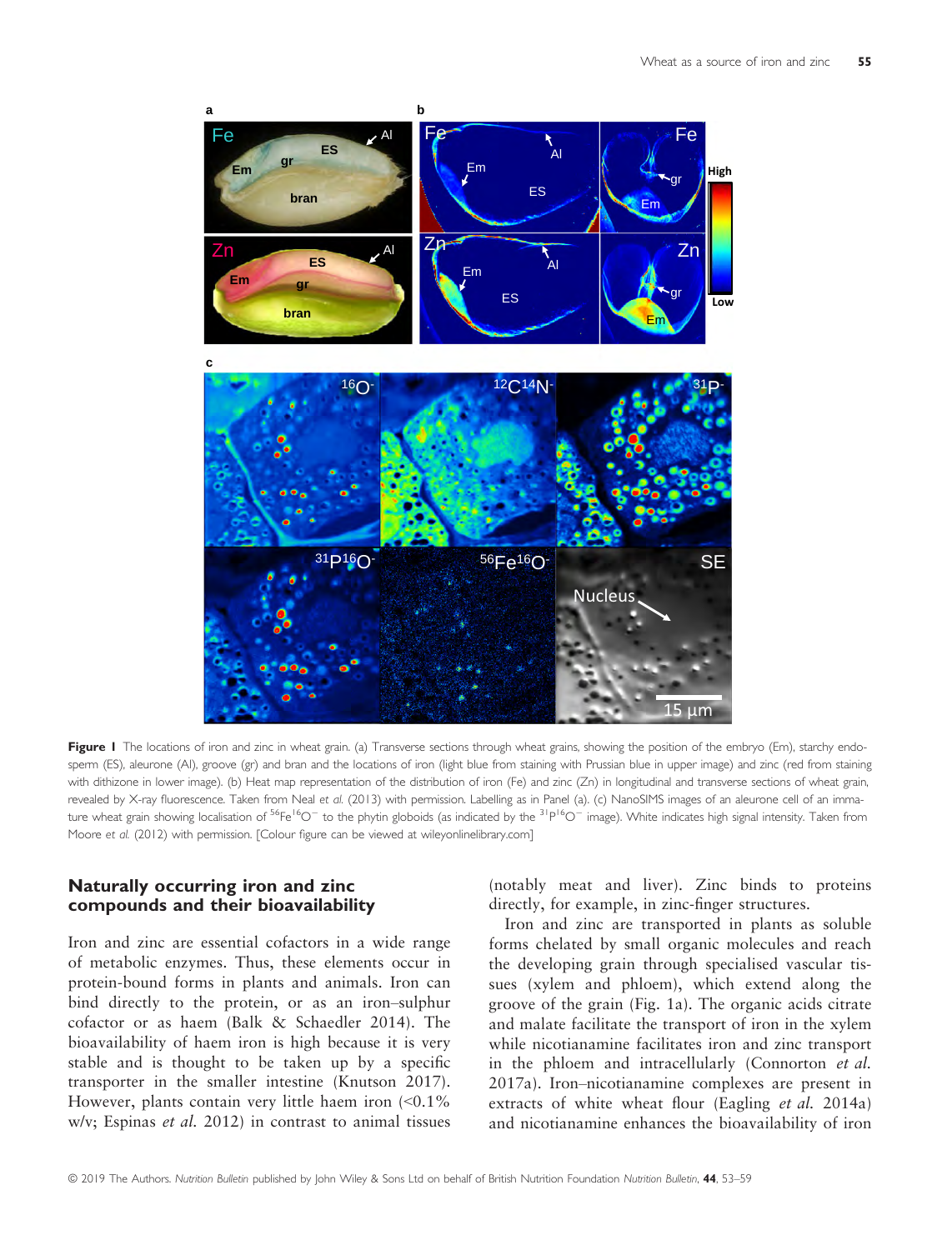**Figure 1** The locations of iron and zinc in wheat grain. (a) Transverse sections through wheat grains, showing the position of the embryo (Em), starchy endosperm (ES), aleurone (Al), groove (gr) and bran and the locations of iron (light blue from staining with Prussian blue in upper image) and zinc (red from staining with dithizone in lower image). (b) Heat map representation of the distribution of iron (Fe) and zinc (Zn) in longitudinal and transverse sections of wheat grain, revealed by X-ray fluorescence. Taken from Neal *et al.* (2013) with permission. Labelling as in Panel (a). (c) NanoSIMS images of an aleurone cell of an immature wheat grain showing localisation of $^{56}Fe^{16}O^-$ to the phytin globoids (as indicated by the $^{31}P^{16}O^-$ image). White indicates high signal intensity. Taken from Moore *et al.* (2012) with permission. [Colour figure can be viewed at wileyonlinelibrary.com]

## Naturally occurring iron and zinc compounds and their bioavailability

Iron and zinc are essential cofactors in a wide range of metabolic enzymes. Thus, these elements occur in protein-bound forms in plants and animals. Iron can bind directly to the protein, or as an iron–sulphur cofactor or as haem (Balk & Schaedler 2014). The bioavailability of haem iron is high because it is very stable and is thought to be taken up by a specific transporter in the smaller intestine (Knutson 2017). However, plants contain very little haem iron (<0.1% w/v; Espinas *et al.* 2012) in contrast to animal tissues (notably meat and liver). Zinc binds to proteins directly, for example, in zinc-finger structures.

Iron and zinc are transported in plants as soluble forms chelated by small organic molecules and reach the developing grain through specialised vascular tissues (xylem and phloem), which extend along the groove of the grain (Fig. 1a). The organic acids citrate and malate facilitate the transport of iron in the xylem while nicotianamine facilitates iron and zinc transport in the phloem and intracellularly (Connorton *et al.* 2017a). Iron–nicotianamine complexes are present in extracts of white wheat flour (Eagling *et al.* 2014a) and nicotianamine enhances the bioavailability of iron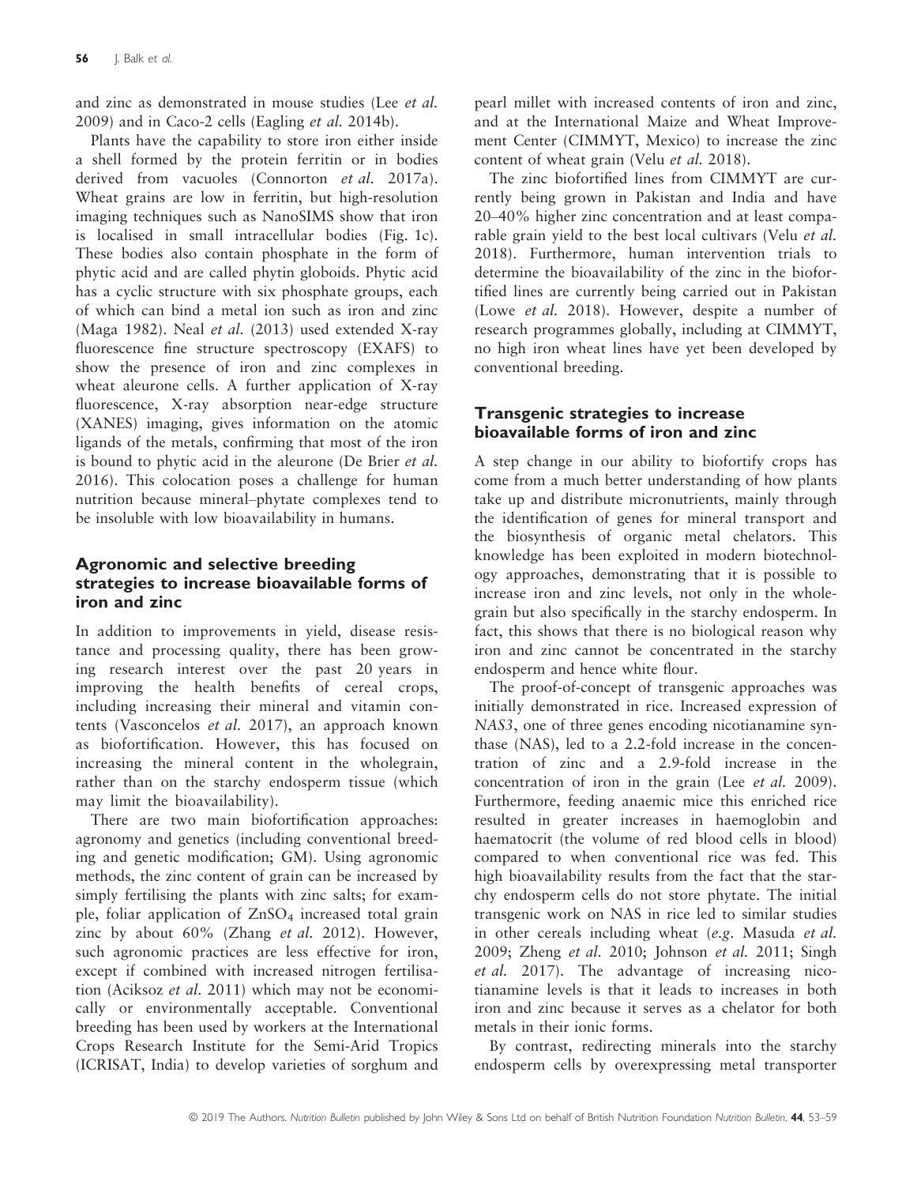and zinc as demonstrated in mouse studies (Lee *et al.* 2009) and in Caco-2 cells (Eagling *et al.* 2014b).

Plants have the capability to store iron either inside a shell formed by the protein ferritin or in bodies derived from vacuoles (Connorton *et al.* 2017a). Wheat grains are low in ferritin, but high-resolution imaging techniques such as NanoSIMS show that iron is localised in small intracellular bodies (Fig. 1c). These bodies also contain phosphate in the form of phytic acid and are called phytin globoids. Phytic acid has a cyclic structure with six phosphate groups, each of which can bind a metal ion such as iron and zinc (Maga 1982). Neal *et al.* (2013) used extended X-ray fluorescence fine structure spectroscopy (EXAFS) to show the presence of iron and zinc complexes in wheat aleurone cells. A further application of X-ray fluorescence, X-ray absorption near-edge structure (XANES) imaging, gives information on the atomic ligands of the metals, confirming that most of the iron is bound to phytic acid in the aleurone (De Brier *et al.* 2016). This colocation poses a challenge for human nutrition because mineral–phytate complexes tend to be insoluble with low bioavailability in humans.

## Agronomic and selective breeding strategies to increase bioavailable forms of iron and zinc

In addition to improvements in yield, disease resistance and processing quality, there has been growing research interest over the past 20 years in improving the health benefits of cereal crops, including increasing their mineral and vitamin contents (Vasconcelos *et al.* 2017), an approach known as biofortification. However, this has focused on increasing the mineral content in the wholegrain, rather than on the starchy endosperm tissue (which may limit the bioavailability).

There are two main biofortification approaches: agronomy and genetics (including conventional breeding and genetic modification; GM). Using agronomic methods, the zinc content of grain can be increased by simply fertilising the plants with zinc salts; for example, foliar application of $ZnSO_4$ increased total grain zinc by about 60% (Zhang *et al.* 2012). However, such agronomic practices are less effective for iron, except if combined with increased nitrogen fertilisation (Aciksoz *et al.* 2011) which may not be economically or environmentally acceptable. Conventional breeding has been used by workers at the International Crops Research Institute for the Semi-Arid Tropics (ICRISAT, India) to develop varieties of sorghum and pearl millet with increased contents of iron and zinc, and at the International Maize and Wheat Improvement Center (CIMMYT, Mexico) to increase the zinc content of wheat grain (Velu *et al.* 2018).

The zinc biofortified lines from CIMMYT are currently being grown in Pakistan and India and have 20–40% higher zinc concentration and at least comparable grain yield to the best local cultivars (Velu *et al.* 2018). Furthermore, human intervention trials to determine the bioavailability of the zinc in the biofortified lines are currently being carried out in Pakistan (Lowe *et al.* 2018). However, despite a number of research programmes globally, including at CIMMYT, no high iron wheat lines have yet been developed by conventional breeding.

## Transgenic strategies to increase bioavailable forms of iron and zinc

A step change in our ability to biofortify crops has come from a much better understanding of how plants take up and distribute micronutrients, mainly through the identification of genes for mineral transport and the biosynthesis of organic metal chelators. This knowledge has been exploited in modern biotechnology approaches, demonstrating that it is possible to increase iron and zinc levels, not only in the wholegrain but also specifically in the starchy endosperm. In fact, this shows that there is no biological reason why iron and zinc cannot be concentrated in the starchy endosperm and hence white flour.

The proof-of-concept of transgenic approaches was initially demonstrated in rice. Increased expression of *NAS3*, one of three genes encoding nicotianamine synthase (NAS), led to a 2.2-fold increase in the concentration of zinc and a 2.9-fold increase in the concentration of iron in the grain (Lee *et al.* 2009). Furthermore, feeding anaemic mice this enriched rice resulted in greater increases in haemoglobin and haematocrit (the volume of red blood cells in blood) compared to when conventional rice was fed. This high bioavailability results from the fact that the starchy endosperm cells do not store phytate. The initial transgenic work on NAS in rice led to similar studies in other cereals including wheat (*e.g.* Masuda *et al.* 2009; Zheng *et al.* 2010; Johnson *et al.* 2011; Singh *et al.* 2017). The advantage of increasing nicotianamine levels is that it leads to increases in both iron and zinc because it serves as a chelator for both metals in their ionic forms.

By contrast, redirecting minerals into the starchy endosperm cells by overexpressing metal transporter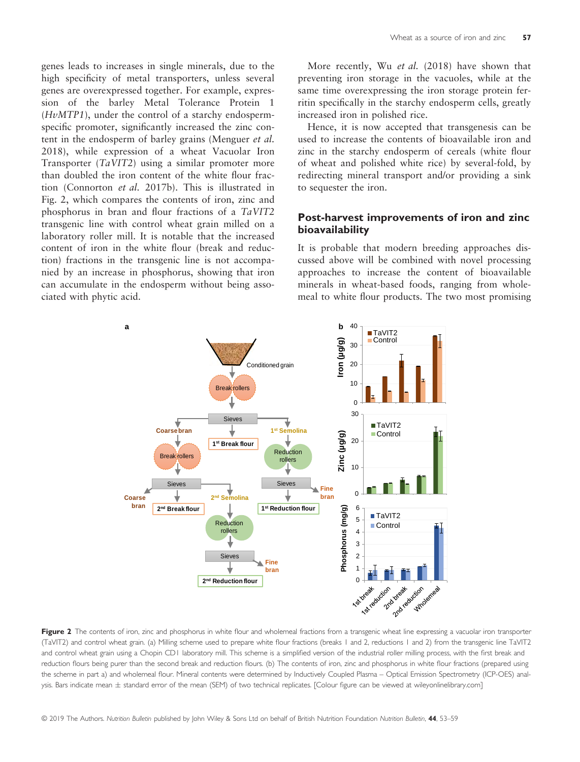genes leads to increases in single minerals, due to the high specificity of metal transporters, unless several genes are overexpressed together. For example, expression of the barley Metal Tolerance Protein 1 (*HvMTP1*), under the control of a starchy endosperm-specific promoter, significantly increased the zinc content in the endosperm of barley grains (Menguer *et al.* 2018), while expression of a wheat Vacuolar Iron Transporter (*TaVIT2*) using a similar promoter more than doubled the iron content of the white flour fraction (Connorton *et al.* 2017b). This is illustrated in Fig. 2, which compares the contents of iron, zinc and phosphorus in bran and flour fractions of a *TaVIT2* transgenic line with control wheat grain milled on a laboratory roller mill. It is notable that the increased content of iron in the white flour (break and reduction) fractions in the transgenic line is not accompanied by an increase in phosphorus, showing that iron can accumulate in the endosperm without being associated with phytic acid.

More recently, Wu *et al.* (2018) have shown that preventing iron storage in the vacuoles, while at the same time overexpressing the iron storage protein ferritin specifically in the starchy endosperm cells, greatly increased iron in polished rice.

Hence, it is now accepted that transgenesis can be used to increase the contents of bioavailable iron and zinc in the starchy endosperm of cereals (white flour of wheat and polished white rice) by several-fold, by redirecting mineral transport and/or providing a sink to sequester the iron.

## Post-harvest improvements of iron and zinc bioavailability

It is probable that modern breeding approaches discussed above will be combined with novel processing approaches to increase the content of bioavailable minerals in wheat-based foods, ranging from wholemeal to white flour products. The two most promising

**Figure 2** The contents of iron, zinc and phosphorus in white flour and wholemeal fractions from a transgenic wheat line expressing a vacuolar iron transporter (TaVIT2) and control wheat grain. (a) Milling scheme used to prepare white flour fractions (breaks 1 and 2, reductions 1 and 2) from the transgenic line TaVIT2 and control wheat grain using a Chopin CD1 laboratory mill. This scheme is a simplified version of the industrial roller milling process, with the first break and reduction flours being purer than the second break and reduction flours. (b) The contents of iron, zinc and phosphorus in white flour fractions (prepared using the scheme in part a) and wholemeal flour. Mineral contents were determined by Inductively Coupled Plasma – Optical Emission Spectrometry (ICP-OES) analysis. Bars indicate mean ± standard error of the mean (SEM) of two technical replicates. [Colour figure can be viewed at wileyonlinelibrary.com]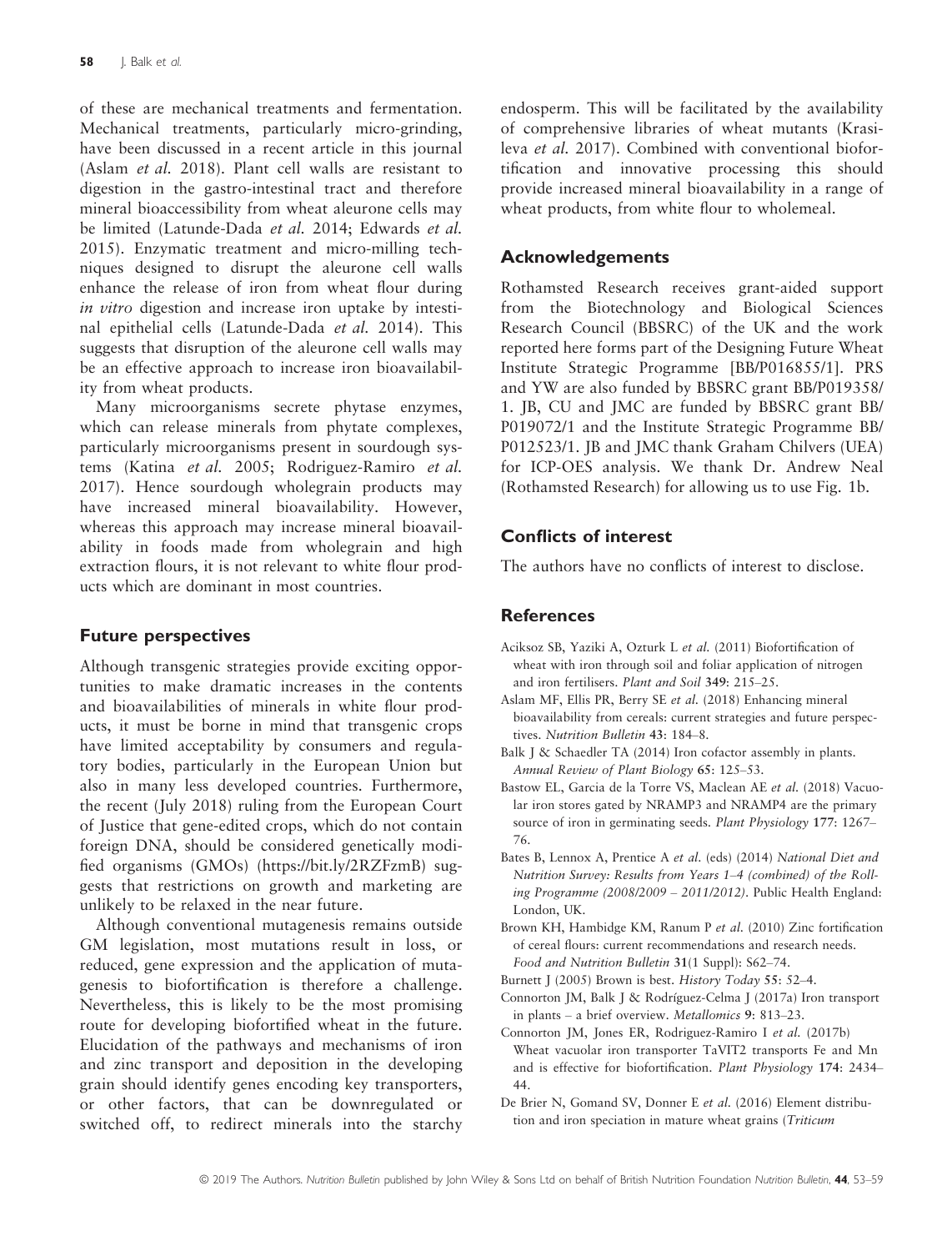of these are mechanical treatments and fermentation. Mechanical treatments, particularly micro-grinding, have been discussed in a recent article in this journal (Aslam *et al.* 2018). Plant cell walls are resistant to digestion in the gastro-intestinal tract and therefore mineral bioaccessibility from wheat aleurone cells may be limited (Latunde-Dada *et al.* 2014; Edwards *et al.* 2015). Enzymatic treatment and micro-milling techniques designed to disrupt the aleurone cell walls enhance the release of iron from wheat flour during *in vitro* digestion and increase iron uptake by intestinal epithelial cells (Latunde-Dada *et al.* 2014). This suggests that disruption of the aleurone cell walls may be an effective approach to increase iron bioavailability from wheat products.

Many microorganisms secrete phytase enzymes, which can release minerals from phytate complexes, particularly microorganisms present in sourdough systems (Katina *et al.* 2005; Rodriguez-Ramiro *et al.* 2017). Hence sourdough wholegrain products may have increased mineral bioavailability. However, whereas this approach may increase mineral bioavailability in foods made from wholegrain and high extraction flours, it is not relevant to white flour products which are dominant in most countries.

## Future perspectives

Although transgenic strategies provide exciting opportunities to make dramatic increases in the contents and bioavailabilities of minerals in white flour products, it must be borne in mind that transgenic crops have limited acceptability by consumers and regulatory bodies, particularly in the European Union but also in many less developed countries. Furthermore, the recent (July 2018) ruling from the European Court of Justice that gene-edited crops, which do not contain foreign DNA, should be considered genetically modified organisms (GMOs) (https://bit.ly/2RZFzmB) suggests that restrictions on growth and marketing are unlikely to be relaxed in the near future.

Although conventional mutagenesis remains outside GM legislation, most mutations result in loss, or reduced, gene expression and the application of mutagenesis to biofortification is therefore a challenge. Nevertheless, this is likely to be the most promising route for developing biofortified wheat in the future. Elucidation of the pathways and mechanisms of iron and zinc transport and deposition in the developing grain should identify genes encoding key transporters, or other factors, that can be downregulated or switched off, to redirect minerals into the starchy endosperm. This will be facilitated by the availability of comprehensive libraries of wheat mutants (Krasileva *et al.* 2017). Combined with conventional biofortification and innovative processing this should provide increased mineral bioavailability in a range of wheat products, from white flour to wholemeal.

## Acknowledgements

Rothamsted Research receives grant-aided support from the Biotechnology and Biological Sciences Research Council (BBSRC) of the UK and the work reported here forms part of the Designing Future Wheat Institute Strategic Programme [BB/P016855/1]. PRS and YW are also funded by BBSRC grant BB/P019358/1. JB, CU and JMC are funded by BBSRC grant BB/P019072/1 and the Institute Strategic Programme BB/P012523/1. JB and JMC thank Graham Chilvers (UEA) for ICP-OES analysis. We thank Dr. Andrew Neal (Rothamsted Research) for allowing us to use Fig. 1b.

## Conflicts of interest

The authors have no conflicts of interest to disclose.

## References

Aciksoz SB, Yaziki A, Ozturk L *et al.* (2011) Biofortification of wheat with iron through soil and foliar application of nitrogen and iron fertilisers. *Plant and Soil* **349**: 215–25.

Aslam MF, Ellis PR, Berry SE *et al.* (2018) Enhancing mineral bioavailability from cereals: current strategies and future perspectives. *Nutrition Bulletin* **43**: 184–8.

Balk J & Schaedler TA (2014) Iron cofactor assembly in plants. *Annual Review of Plant Biology* **65**: 125–53.

Bastow EL, Garcia de la Torre VS, Maclean AE *et al.* (2018) Vacuolar iron stores gated by NRAMP3 and NRAMP4 are the primary source of iron in germinating seeds. *Plant Physiology* **177**: 1267–76.

Bates B, Lennox A, Prentice A *et al.* (eds) (2014) *National Diet and Nutrition Survey: Results from Years 1–4 (combined) of the Rolling Programme (2008/2009 – 2011/2012)*. Public Health England: London, UK.

Brown KH, Hambidge KM, Ranum P *et al.* (2010) Zinc fortification of cereal flours: current recommendations and research needs. *Food and Nutrition Bulletin* **31**(1 Suppl): S62–74.

Burnett J (2005) Brown is best. *History Today* **55**: 52–4.

Connorton JM, Balk J & Rodríguez-Celma J (2017a) Iron transport in plants – a brief overview. *Metallomics* **9**: 813–23.

Connorton JM, Jones ER, Rodriguez-Ramiro I *et al.* (2017b) Wheat vacuolar iron transporter TaVIT2 transports Fe and Mn and is effective for biofortification. *Plant Physiology* **174**: 2434–44.

De Brier N, Gomand SV, Donner E *et al.* (2016) Element distribution and iron speciation in mature wheat grains (*Triticum*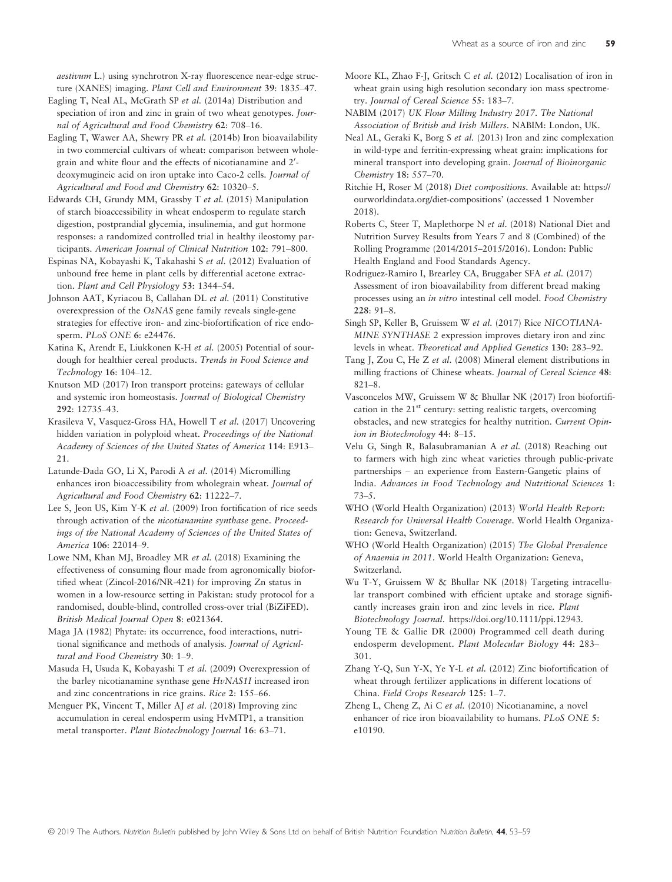*aestivum* L.) using synchrotron X-ray fluorescence near-edge structure (XANES) imaging. *Plant Cell and Environment* **39**: 1835–47.

Eagling T, Neal AL, McGrath SP *et al.* (2014a) Distribution and speciation of iron and zinc in grain of two wheat genotypes. *Journal of Agricultural and Food Chemistry* **62**: 708–16.

Eagling T, Wawer AA, Shewry PR *et al.* (2014b) Iron bioavailability in two commercial cultivars of wheat: comparison between wholegrain and white flour and the effects of nicotianamine and 2′-deoxymugineic acid on iron uptake into Caco-2 cells. *Journal of Agricultural and Food and Chemistry* **62**: 10320–5.

Edwards CH, Grundy MM, Grassby T *et al.* (2015) Manipulation of starch bioaccessibility in wheat endosperm to regulate starch digestion, postprandial glycemia, insulinemia, and gut hormone responses: a randomized controlled trial in healthy ileostomy participants. *American Journal of Clinical Nutrition* **102**: 791–800.

Espinas NA, Kobayashi K, Takahashi S *et al.* (2012) Evaluation of unbound free heme in plant cells by differential acetone extraction. *Plant and Cell Physiology* **53**: 1344–54.

Johnson AAT, Kyriacou B, Callahan DL *et al.* (2011) Constitutive overexpression of the *OsNAS* gene family reveals single-gene strategies for effective iron- and zinc-biofortification of rice endosperm. *PLoS ONE* **6**: e24476.

Katina K, Arendt E, Liukkonen K-H *et al.* (2005) Potential of sourdough for healthier cereal products. *Trends in Food Science and Technology* **16**: 104–12.

Knutson MD (2017) Iron transport proteins: gateways of cellular and systemic iron homeostasis. *Journal of Biological Chemistry* **292**: 12735–43.

Krasileva V, Vasquez-Gross HA, Howell T *et al.* (2017) Uncovering hidden variation in polyploid wheat. *Proceedings of the National Academy of Sciences of the United States of America* **114**: E913–21.

Latunde-Dada GO, Li X, Parodi A *et al.* (2014) Micromilling enhances iron bioaccessibility from wholegrain wheat. *Journal of Agricultural and Food Chemistry* **62**: 11222–7.

Lee S, Jeon US, Kim Y-K *et al.* (2009) Iron fortification of rice seeds through activation of the *nicotianamine synthase* gene. *Proceedings of the National Academy of Sciences of the United States of America* **106**: 22014–9.

Lowe NM, Khan MJ, Broadley MR *et al.* (2018) Examining the effectiveness of consuming flour made from agronomically biofortified wheat (Zincol-2016/NR-421) for improving Zn status in women in a low-resource setting in Pakistan: study protocol for a randomised, double-blind, controlled cross-over trial (BiZiFED). *British Medical Journal Open* **8**: e021364.

Maga JA (1982) Phytate: its occurrence, food interactions, nutritional significance and methods of analysis. *Journal of Agricultural and Food Chemistry* **30**: 1–9.

Masuda H, Usuda K, Kobayashi T *et al.* (2009) Overexpression of the barley nicotianamine synthase gene *HvNAS1I* increased iron and zinc concentrations in rice grains. *Rice* **2**: 155–66.

Menguer PK, Vincent T, Miller AJ *et al.* (2018) Improving zinc accumulation in cereal endosperm using HvMTP1, a transition metal transporter. *Plant Biotechnology Journal* **16**: 63–71.

Moore KL, Zhao F-J, Gritsch C *et al.* (2012) Localisation of iron in wheat grain using high resolution secondary ion mass spectrometry. *Journal of Cereal Science* **55**: 183–7.

NABIM (2017) *UK Flour Milling Industry 2017. The National Association of British and Irish Millers*. NABIM: London, UK.

Neal AL, Geraki K, Borg S *et al.* (2013) Iron and zinc complexation in wild-type and ferritin-expressing wheat grain: implications for mineral transport into developing grain. *Journal of Bioinorganic Chemistry* **18**: 557–70.

Ritchie H, Roser M (2018) *Diet compositions*. Available at: https://ourworldindata.org/diet-compositions' (accessed 1 November 2018).

Roberts C, Steer T, Maplethorpe N *et al.* (2018) National Diet and Nutrition Survey Results from Years 7 and 8 (Combined) of the Rolling Programme (2014/2015–2015/2016). London: Public Health England and Food Standards Agency.

Rodriguez-Ramiro I, Brearley CA, Bruggaber SFA *et al.* (2017) Assessment of iron bioavailability from different bread making processes using an *in vitro* intestinal cell model. *Food Chemistry* **228**: 91–8.

Singh SP, Keller B, Gruissem W *et al.* (2017) Rice *NICOTIANAMINE SYNTHASE* 2 expression improves dietary iron and zinc levels in wheat. *Theoretical and Applied Genetics* **130**: 283–92.

Tang J, Zou C, He Z *et al.* (2008) Mineral element distributions in milling fractions of Chinese wheats. *Journal of Cereal Science* **48**: 821–8.

Vasconcelos MW, Gruissem W & Bhullar NK (2017) Iron biofortification in the 21st century: setting realistic targets, overcoming obstacles, and new strategies for healthy nutrition. *Current Opinion in Biotechnology* **44**: 8–15.

Velu G, Singh R, Balasubramanian A *et al.* (2018) Reaching out to farmers with high zinc wheat varieties through public-private partnerships – an experience from Eastern-Gangetic plains of India. *Advances in Food Technology and Nutritional Sciences* **1**: 73–5.

WHO (World Health Organization) (2013) *World Health Report: Research for Universal Health Coverage*. World Health Organization: Geneva, Switzerland.

WHO (World Health Organization) (2015) *The Global Prevalence of Anaemia in 2011*. World Health Organization: Geneva, Switzerland.

Wu T-Y, Gruissem W & Bhullar NK (2018) Targeting intracellular transport combined with efficient uptake and storage significantly increases grain iron and zinc levels in rice. *Plant Biotechnology Journal*. https://doi.org/10.1111/pbi.12943.

Young TE & Gallie DR (2000) Programmed cell death during endosperm development. *Plant Molecular Biology* **44**: 283–301.

Zhang Y-Q, Sun Y-X, Ye Y-L *et al.* (2012) Zinc biofortification of wheat through fertilizer applications in different locations of China. *Field Crops Research* **125**: 1–7.

Zheng L, Cheng Z, Ai C *et al.* (2010) Nicotianamine, a novel enhancer of rice iron bioavailability to humans. *PLoS ONE* **5**: e10190.